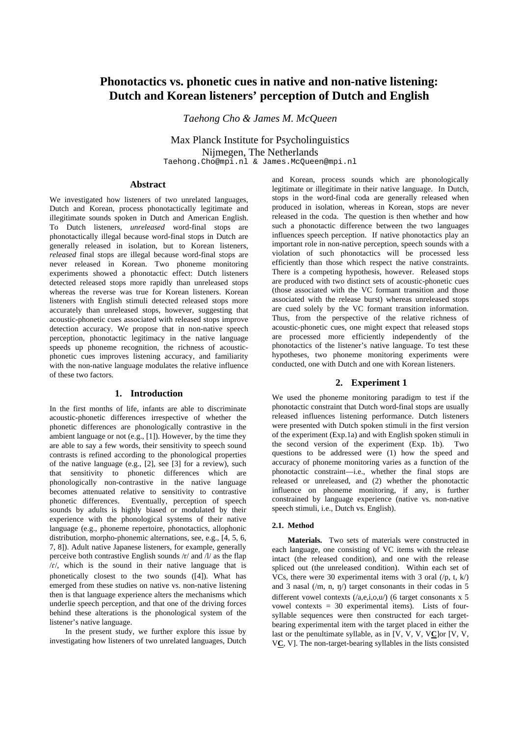# Phonotactics vs. phonetic cues in native and non-native listening: Dutch and Korean listeners' perception of Dutch and English

*Taehong Cho & James M. McQueen*

Max Planck Institute for Psycholinguistics
Nijmegen, The Netherlands
Taehong.Cho@mpi.nl & James.McQueen@mpi.nl

## Abstract

We investigated how listeners of two unrelated languages, Dutch and Korean, process phonotactically legitimate and illegitimate sounds spoken in Dutch and American English. To Dutch listeners, *unreleased* word-final stops are phonotactically illegal because word-final stops in Dutch are generally released in isolation, but to Korean listeners, *released* final stops are illegal because word-final stops are never released in Korean. Two phoneme monitoring experiments showed a phonotactic effect: Dutch listeners detected released stops more rapidly than unreleased stops whereas the reverse was true for Korean listeners. Korean listeners with English stimuli detected released stops more accurately than unreleased stops, however, suggesting that acoustic-phonetic cues associated with released stops improve detection accuracy. We propose that in non-native speech perception, phonotactic legitimacy in the native language speeds up phoneme recognition, the richness of acoustic-phonetic cues improves listening accuracy, and familiarity with the non-native language modulates the relative influence of these two factors.

## 1. Introduction

In the first months of life, infants are able to discriminate acoustic-phonetic differences irrespective of whether the phonetic differences are phonologically contrastive in the ambient language or not (e.g., [1]). However, by the time they are able to say a few words, their sensitivity to speech sound contrasts is refined according to the phonological properties of the native language (e.g., [2], see [3] for a review), such that sensitivity to phonetic differences which are phonologically non-contrastive in the native language becomes attenuated relative to sensitivity to contrastive phonetic differences. Eventually, perception of speech sounds by adults is highly biased or modulated by their experience with the phonological systems of their native language (e.g., phoneme repertoire, phonotactics, allophonic distribution, morpho-phonemic alternations, see, e.g., [4, 5, 6, 7, 8]). Adult native Japanese listeners, for example, generally perceive both contrastive English sounds /r/ and /l/ as the flap /ɾ/, which is the sound in their native language that is phonetically closest to the two sounds ([4]). What has emerged from these studies on native vs. non-native listening then is that language experience alters the mechanisms which underlie speech perception, and that one of the driving forces behind these alterations is the phonological system of the listener's native language.

In the present study, we further explore this issue by investigating how listeners of two unrelated languages, Dutch and Korean, process sounds which are phonologically legitimate or illegitimate in their native language. In Dutch, stops in the word-final coda are generally released when produced in isolation, whereas in Korean, stops are never released in the coda. The question is then whether and how such a phonotactic difference between the two languages influences speech perception. If native phonotactics play an important role in non-native perception, speech sounds with a violation of such phonotactics will be processed less efficiently than those which respect the native constraints. There is a competing hypothesis, however. Released stops are produced with two distinct sets of acoustic-phonetic cues (those associated with the VC formant transition and those associated with the release burst) whereas unreleased stops are cued solely by the VC formant transition information. Thus, from the perspective of the relative richness of acoustic-phonetic cues, one might expect that released stops are processed more efficiently independently of the phonotactics of the listener's native language. To test these hypotheses, two phoneme monitoring experiments were conducted, one with Dutch and one with Korean listeners.

## 2. Experiment 1

We used the phoneme monitoring paradigm to test if the phonotactic constraint that Dutch word-final stops are usually released influences listening performance. Dutch listeners were presented with Dutch spoken stimuli in the first version of the experiment (Exp.1a) and with English spoken stimuli in the second version of the experiment (Exp. 1b). Two questions to be addressed were (1) how the speed and accuracy of phoneme monitoring varies as a function of the phonotactic constraint—i.e., whether the final stops are released or unreleased, and (2) whether the phonotactic influence on phoneme monitoring, if any, is further constrained by language experience (native vs. non-native speech stimuli, i.e., Dutch vs. English).

### 2.1. Method

**Materials.** Two sets of materials were constructed in each language, one consisting of VC items with the release intact (the released condition), and one with the release spliced out (the unreleased condition). Within each set of VCs, there were 30 experimental items with 3 oral (/p, t, k/) and 3 nasal (/m, n, ŋ/) target consonants in their codas in 5 different vowel contexts (/a,e,i,o,u/) (6 target consonants x 5 vowel contexts = 30 experimental items). Lists of four-syllable sequences were then constructed for each target-bearing experimental item with the target placed in either the last or the penultimate syllable, as in [V, V, V, V**C**]or [V, V, V**C**, V]. The non-target-bearing syllables in the lists consisted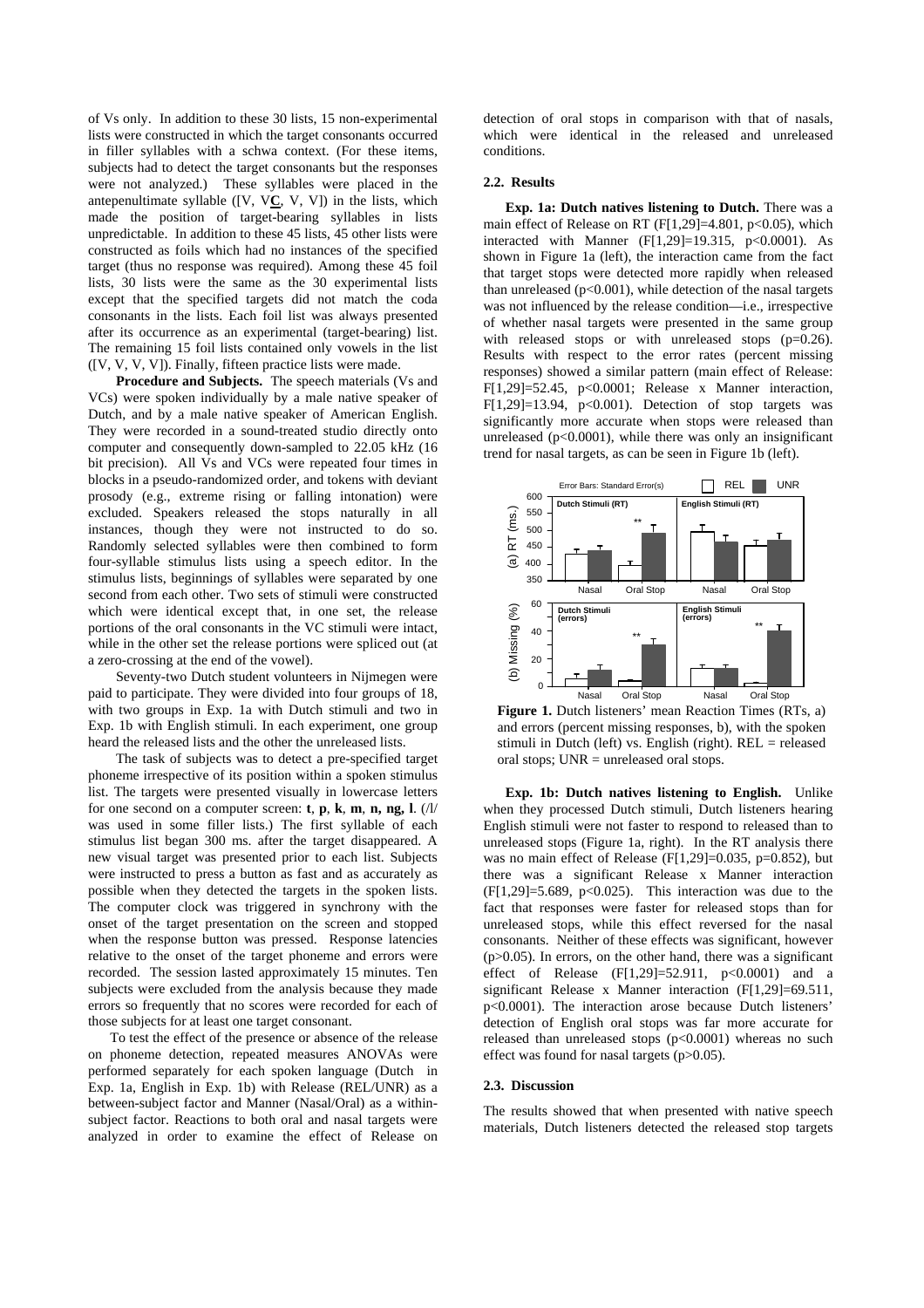of Vs only. In addition to these 30 lists, 15 non-experimental lists were constructed in which the target consonants occurred in filler syllables with a schwa context. (For these items, subjects had to detect the target consonants but the responses were not analyzed.) These syllables were placed in the antepenultimate syllable ([V, V**C**, V, V]) in the lists, which made the position of target-bearing syllables in lists unpredictable. In addition to these 45 lists, 45 other lists were constructed as foils which had no instances of the specified target (thus no response was required). Among these 45 foil lists, 30 lists were the same as the 30 experimental lists except that the specified targets did not match the coda consonants in the lists. Each foil list was always presented after its occurrence as an experimental (target-bearing) list. The remaining 15 foil lists contained only vowels in the list ([V, V, V, V]). Finally, fifteen practice lists were made.

**Procedure and Subjects.** The speech materials (Vs and VCs) were spoken individually by a male native speaker of Dutch, and by a male native speaker of American English. They were recorded in a sound-treated studio directly onto computer and consequently down-sampled to 22.05 kHz (16 bit precision). All Vs and VCs were repeated four times in blocks in a pseudo-randomized order, and tokens with deviant prosody (e.g., extreme rising or falling intonation) were excluded. Speakers released the stops naturally in all instances, though they were not instructed to do so. Randomly selected syllables were then combined to form four-syllable stimulus lists using a speech editor. In the stimulus lists, beginnings of syllables were separated by one second from each other. Two sets of stimuli were constructed which were identical except that, in one set, the release portions of the oral consonants in the VC stimuli were intact, while in the other set the release portions were spliced out (at a zero-crossing at the end of the vowel).

Seventy-two Dutch student volunteers in Nijmegen were paid to participate. They were divided into four groups of 18, with two groups in Exp. 1a with Dutch stimuli and two in Exp. 1b with English stimuli. In each experiment, one group heard the released lists and the other the unreleased lists.

The task of subjects was to detect a pre-specified target phoneme irrespective of its position within a spoken stimulus list. The targets were presented visually in lowercase letters for one second on a computer screen: **t**, **p**, **k**, **m**, **n**, **ng**, **l**. (/l/ was used in some filler lists.) The first syllable of each stimulus list began 300 ms. after the target disappeared. A new visual target was presented prior to each list. Subjects were instructed to press a button as fast and as accurately as possible when they detected the targets in the spoken lists. The computer clock was triggered in synchrony with the onset of the target presentation on the screen and stopped when the response button was pressed. Response latencies relative to the onset of the target phoneme and errors were recorded. The session lasted approximately 15 minutes. Ten subjects were excluded from the analysis because they made errors so frequently that no scores were recorded for each of those subjects for at least one target consonant.

To test the effect of the presence or absence of the release on phoneme detection, repeated measures ANOVAs were performed separately for each spoken language (Dutch in Exp. 1a, English in Exp. 1b) with Release (REL/UNR) as a between-subject factor and Manner (Nasal/Oral) as a within-subject factor. Reactions to both oral and nasal targets were analyzed in order to examine the effect of Release on detection of oral stops in comparison with that of nasals, which were identical in the released and unreleased conditions.

### 2.2. Results

**Exp. 1a: Dutch natives listening to Dutch.** There was a main effect of Release on RT ($F[1,29]=4.801$, $p<0.05$), which interacted with Manner ($F[1,29]=19.315$, $p<0.0001$). As shown in Figure 1a (left), the interaction came from the fact that target stops were detected more rapidly when released than unreleased ($p<0.001$), while detection of the nasal targets was not influenced by the release condition—i.e., irrespective of whether nasal targets were presented in the same group with released stops or with unreleased stops ($p=0.26$). Results with respect to the error rates (percent missing responses) showed a similar pattern (main effect of Release: $F[1,29]=52.45$, $p<0.0001$; Release x Manner interaction, $F[1,29]=13.94$, $p<0.001$). Detection of stop targets was significantly more accurate when stops were released than unreleased ($p<0.0001$), while there was only an insignificant trend for nasal targets, as can be seen in Figure 1b (left).

**Figure 1.** Dutch listeners' mean Reaction Times (RTs, a) and errors (percent missing responses, b), with the spoken stimuli in Dutch (left) vs. English (right). REL = released oral stops; UNR = unreleased oral stops.

**Exp. 1b: Dutch natives listening to English.** Unlike when they processed Dutch stimuli, Dutch listeners hearing English stimuli were not faster to respond to released than to unreleased stops (Figure 1a, right). In the RT analysis there was no main effect of Release ($F[1,29]=0.035$, $p=0.852$), but there was a significant Release x Manner interaction ($F[1,29]=5.689$, $p<0.025$). This interaction was due to the fact that responses were faster for released stops than for unreleased stops, while this effect reversed for the nasal consonants. Neither of these effects was significant, however ($p>0.05$). In errors, on the other hand, there was a significant effect of Release ($F[1,29]=52.911$, $p<0.0001$) and a significant Release x Manner interaction ($F[1,29]=69.511$, $p<0.0001$). The interaction arose because Dutch listeners' detection of English oral stops was far more accurate for released than unreleased stops ($p<0.0001$) whereas no such effect was found for nasal targets ($p>0.05$).

### 2.3. Discussion

The results showed that when presented with native speech materials, Dutch listeners detected the released stop targets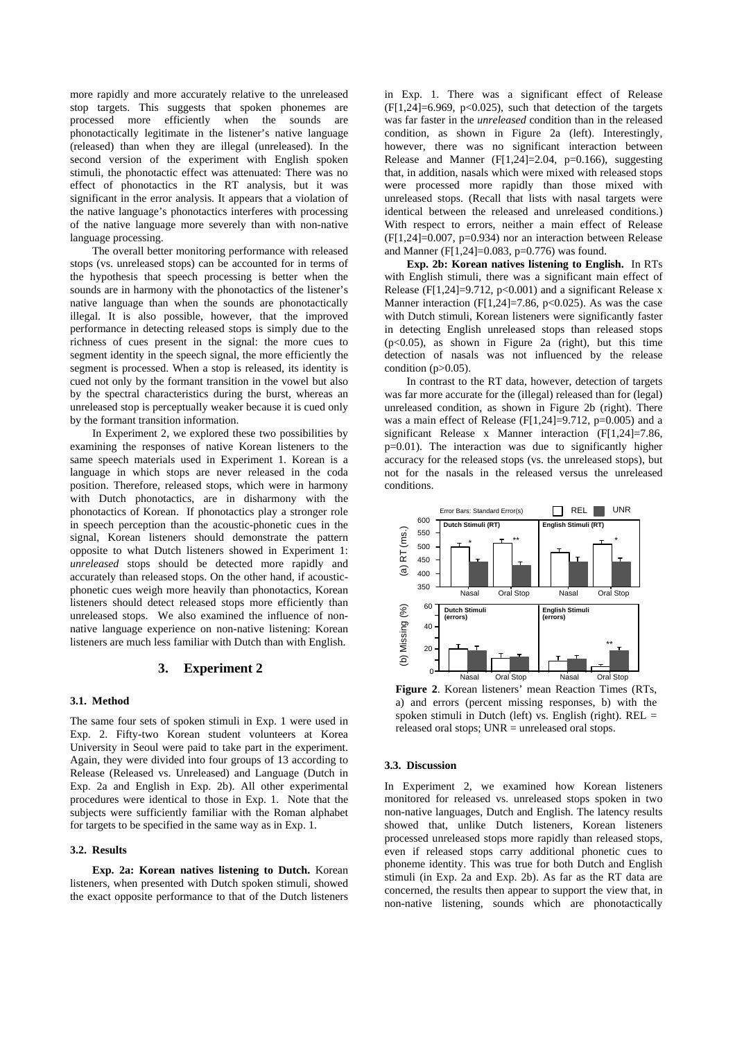more rapidly and more accurately relative to the unreleased stop targets. This suggests that spoken phonemes are processed more efficiently when the sounds are phonotactically legitimate in the listener's native language (released) than when they are illegal (unreleased). In the second version of the experiment with English spoken stimuli, the phonotactic effect was attenuated: There was no effect of phonotactics in the RT analysis, but it was significant in the error analysis. It appears that a violation of the native language's phonotactics interferes with processing of the native language more severely than with non-native language processing.

The overall better monitoring performance with released stops (vs. unreleased stops) can be accounted for in terms of the hypothesis that speech processing is better when the sounds are in harmony with the phonotactics of the listener's native language than when the sounds are phonotactically illegal. It is also possible, however, that the improved performance in detecting released stops is simply due to the richness of cues present in the signal: the more cues to segment identity in the speech signal, the more efficiently the segment is processed. When a stop is released, its identity is cued not only by the formant transition in the vowel but also by the spectral characteristics during the burst, whereas an unreleased stop is perceptually weaker because it is cued only by the formant transition information.

In Experiment 2, we explored these two possibilities by examining the responses of native Korean listeners to the same speech materials used in Experiment 1. Korean is a language in which stops are never released in the coda position. Therefore, released stops, which were in harmony with Dutch phonotactics, are in disharmony with the phonotactics of Korean. If phonotactics play a stronger role in speech perception than the acoustic-phonetic cues in the signal, Korean listeners should demonstrate the pattern opposite to what Dutch listeners showed in Experiment 1: *unreleased* stops should be detected more rapidly and accurately than released stops. On the other hand, if acoustic-phonetic cues weigh more heavily than phonotactics, Korean listeners should detect released stops more efficiently than unreleased stops. We also examined the influence of non-native language experience on non-native listening: Korean listeners are much less familiar with Dutch than with English.

## 3. Experiment 2

### 3.1. Method

The same four sets of spoken stimuli in Exp. 1 were used in Exp. 2. Fifty-two Korean student volunteers at Korea University in Seoul were paid to take part in the experiment. Again, they were divided into four groups of 13 according to Release (Released vs. Unreleased) and Language (Dutch in Exp. 2a and English in Exp. 2b). All other experimental procedures were identical to those in Exp. 1. Note that the subjects were sufficiently familiar with the Roman alphabet for targets to be specified in the same way as in Exp. 1.

### 3.2. Results

**Exp. 2a: Korean natives listening to Dutch.** Korean listeners, when presented with Dutch spoken stimuli, showed the exact opposite performance to that of the Dutch listeners in Exp. 1. There was a significant effect of Release ($F[1,24]=6.969$, $p<0.025$), such that detection of the targets was far faster in the *unreleased* condition than in the released condition, as shown in Figure 2a (left). Interestingly, however, there was no significant interaction between Release and Manner ($F[1,24]=2.04$, $p=0.166$), suggesting that, in addition, nasals which were mixed with released stops were processed more rapidly than those mixed with unreleased stops. (Recall that lists with nasal targets were identical between the released and unreleased conditions.) With respect to errors, neither a main effect of Release ($F[1,24]=0.007$, $p=0.934$) nor an interaction between Release and Manner ($F[1,24]=0.083$, $p=0.776$) was found.

**Exp. 2b: Korean natives listening to English.** In RTs with English stimuli, there was a significant main effect of Release ($F[1,24]=9.712$, $p<0.001$) and a significant Release x Manner interaction ($F[1,24]=7.86$, $p<0.025$). As was the case with Dutch stimuli, Korean listeners were significantly faster in detecting English unreleased stops than released stops ($p<0.05$), as shown in Figure 2a (right), but this time detection of nasals was not influenced by the release condition ($p>0.05$).

In contrast to the RT data, however, detection of targets was far more accurate for the (illegal) released than for (legal) unreleased condition, as shown in Figure 2b (right). There was a main effect of Release ($F[1,24]=9.712$, $p=0.005$) and a significant Release x Manner interaction ($F[1,24]=7.86$, $p=0.01$). The interaction was due to significantly higher accuracy for the released stops (vs. the unreleased stops), but not for the nasals in the released versus the unreleased conditions.

**Figure 2**. Korean listeners' mean Reaction Times (RTs, a) and errors (percent missing responses, b) with the spoken stimuli in Dutch (left) vs. English (right). REL = released oral stops; UNR = unreleased oral stops.

### 3.3. Discussion

In Experiment 2, we examined how Korean listeners monitored for released vs. unreleased stops spoken in two non-native languages, Dutch and English. The latency results showed that, unlike Dutch listeners, Korean listeners processed unreleased stops more rapidly than released stops, even if released stops carry additional phonetic cues to phoneme identity. This was true for both Dutch and English stimuli (in Exp. 2a and Exp. 2b). As far as the RT data are concerned, the results then appear to support the view that, in non-native listening, sounds which are phonotactically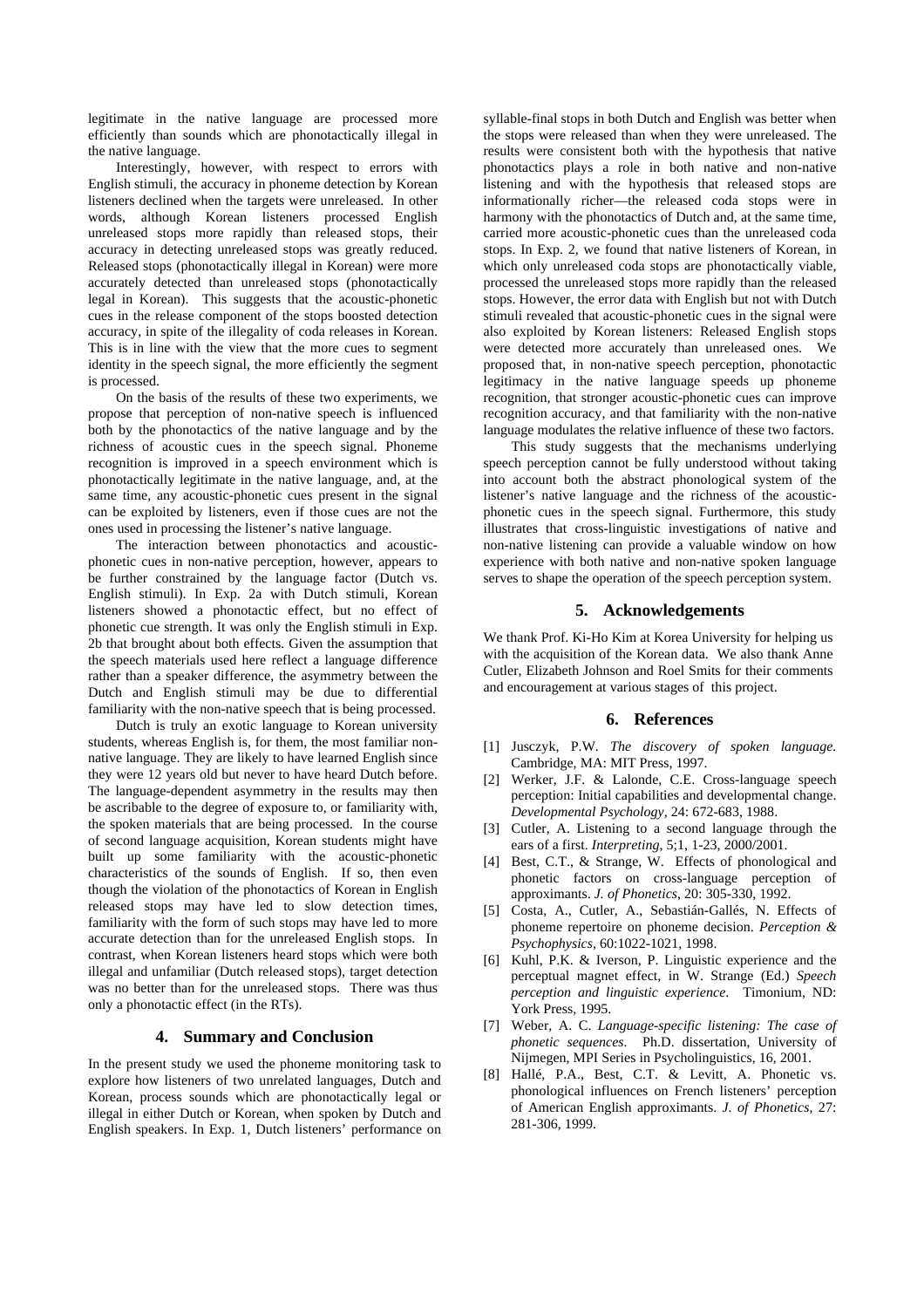legitimate in the native language are processed more efficiently than sounds which are phonotactically illegal in the native language.

Interestingly, however, with respect to errors with English stimuli, the accuracy in phoneme detection by Korean listeners declined when the targets were unreleased. In other words, although Korean listeners processed English unreleased stops more rapidly than released stops, their accuracy in detecting unreleased stops was greatly reduced. Released stops (phonotactically illegal in Korean) were more accurately detected than unreleased stops (phonotactically legal in Korean). This suggests that the acoustic-phonetic cues in the release component of the stops boosted detection accuracy, in spite of the illegality of coda releases in Korean. This is in line with the view that the more cues to segment identity in the speech signal, the more efficiently the segment is processed.

On the basis of the results of these two experiments, we propose that perception of non-native speech is influenced both by the phonotactics of the native language and by the richness of acoustic cues in the speech signal. Phoneme recognition is improved in a speech environment which is phonotactically legitimate in the native language, and, at the same time, any acoustic-phonetic cues present in the signal can be exploited by listeners, even if those cues are not the ones used in processing the listener's native language.

The interaction between phonotactics and acoustic-phonetic cues in non-native perception, however, appears to be further constrained by the language factor (Dutch vs. English stimuli). In Exp. 2a with Dutch stimuli, Korean listeners showed a phonotactic effect, but no effect of phonetic cue strength. It was only the English stimuli in Exp. 2b that brought about both effects. Given the assumption that the speech materials used here reflect a language difference rather than a speaker difference, the asymmetry between the Dutch and English stimuli may be due to differential familiarity with the non-native speech that is being processed.

Dutch is truly an exotic language to Korean university students, whereas English is, for them, the most familiar non-native language. They are likely to have learned English since they were 12 years old but never to have heard Dutch before. The language-dependent asymmetry in the results may then be ascribable to the degree of exposure to, or familiarity with, the spoken materials that are being processed. In the course of second language acquisition, Korean students might have built up some familiarity with the acoustic-phonetic characteristics of the sounds of English. If so, then even though the violation of the phonotactics of Korean in English released stops may have led to slow detection times, familiarity with the form of such stops may have led to more accurate detection than for the unreleased English stops. In contrast, when Korean listeners heard stops which were both illegal and unfamiliar (Dutch released stops), target detection was no better than for the unreleased stops. There was thus only a phonotactic effect (in the RTs).

## 4. Summary and Conclusion

In the present study we used the phoneme monitoring task to explore how listeners of two unrelated languages, Dutch and Korean, process sounds which are phonotactically legal or illegal in either Dutch or Korean, when spoken by Dutch and English speakers. In Exp. 1, Dutch listeners' performance on syllable-final stops in both Dutch and English was better when the stops were released than when they were unreleased. The results were consistent both with the hypothesis that native phonotactics plays a role in both native and non-native listening and with the hypothesis that released stops are informationally richer—the released coda stops were in harmony with the phonotactics of Dutch and, at the same time, carried more acoustic-phonetic cues than the unreleased coda stops. In Exp. 2, we found that native listeners of Korean, in which only unreleased coda stops are phonotactically viable, processed the unreleased stops more rapidly than the released stops. However, the error data with English but not with Dutch stimuli revealed that acoustic-phonetic cues in the signal were also exploited by Korean listeners: Released English stops were detected more accurately than unreleased ones. We proposed that, in non-native speech perception, phonotactic legitimacy in the native language speeds up phoneme recognition, that stronger acoustic-phonetic cues can improve recognition accuracy, and that familiarity with the non-native language modulates the relative influence of these two factors.

This study suggests that the mechanisms underlying speech perception cannot be fully understood without taking into account both the abstract phonological system of the listener's native language and the richness of the acoustic-phonetic cues in the speech signal. Furthermore, this study illustrates that cross-linguistic investigations of native and non-native listening can provide a valuable window on how experience with both native and non-native spoken language serves to shape the operation of the speech perception system.

## 5. Acknowledgements

We thank Prof. Ki-Ho Kim at Korea University for helping us with the acquisition of the Korean data. We also thank Anne Cutler, Elizabeth Johnson and Roel Smits for their comments and encouragement at various stages of this project.

## 6. References

[1] Jusczyk, P.W. *The discovery of spoken language*. Cambridge, MA: MIT Press, 1997.

[2] Werker, J.F. & Lalonde, C.E. Cross-language speech perception: Initial capabilities and developmental change. *Developmental Psychology*, 24: 672-683, 1988.

[3] Cutler, A. Listening to a second language through the ears of a first. *Interpreting*, 5;1, 1-23, 2000/2001.

[4] Best, C.T., & Strange, W. Effects of phonological and phonetic factors on cross-language perception of approximants. *J. of Phonetics*, 20: 305-330, 1992.

[5] Costa, A., Cutler, A., Sebastián-Gallés, N. Effects of phoneme repertoire on phoneme decision. *Perception & Psychophysics*, 60:1022-1021, 1998.

[6] Kuhl, P.K. & Iverson, P. Linguistic experience and the perceptual magnet effect, in W. Strange (Ed.) *Speech perception and linguistic experience*. Timonium, ND: York Press, 1995.

[7] Weber, A. C. *Language-specific listening: The case of phonetic sequences*. Ph.D. dissertation, University of Nijmegen, MPI Series in Psycholinguistics, 16, 2001.

[8] Hallé, P.A., Best, C.T. & Levitt, A. Phonetic vs. phonological influences on French listeners' perception of American English approximants. *J. of Phonetics*, 27: 281-306, 1999.